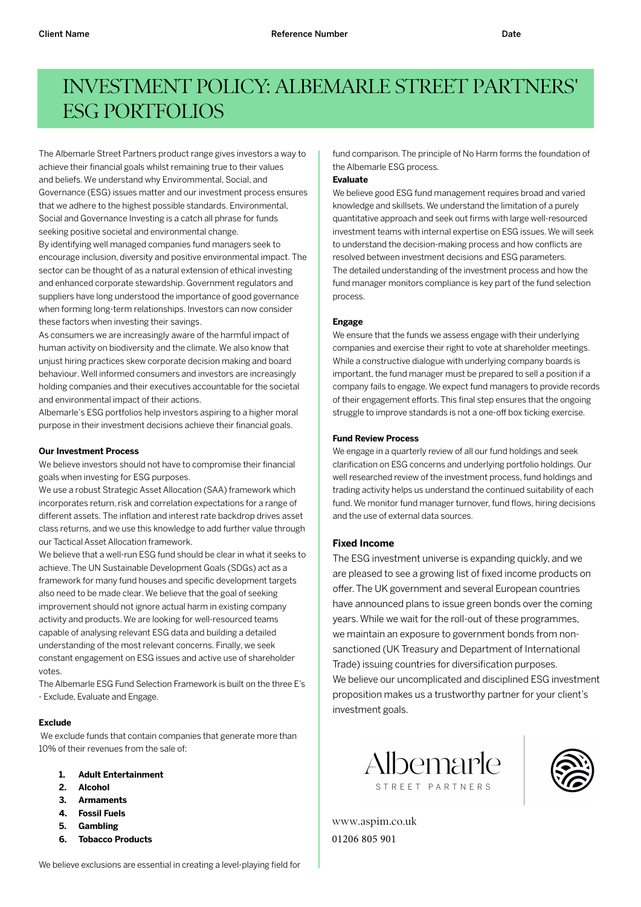Client Name | Reference Number | Date

# INVESTMENT POLICY: ALBEMARLE STREET PARTNERS' ESG PORTFOLIOS

The Albemarle Street Partners product range gives investors a way to achieve their financial goals whilst remaining true to their values and beliefs. We understand why Environmental, Social, and Governance (ESG) issues matter and our investment process ensures that we adhere to the highest possible standards. Environmental, Social and Governance Investing is a catch all phrase for funds seeking positive societal and environmental change.

By identifying well managed companies fund managers seek to encourage inclusion, diversity and positive environmental impact. The sector can be thought of as a natural extension of ethical investing and enhanced corporate stewardship. Government regulators and suppliers have long understood the importance of good governance when forming long-term relationships. Investors can now consider these factors when investing their savings.

As consumers we are increasingly aware of the harmful impact of human activity on biodiversity and the climate. We also know that unjust hiring practices skew corporate decision making and board behaviour. Well informed consumers and investors are increasingly holding companies and their executives accountable for the societal and environmental impact of their actions.

Albemarle's ESG portfolios help investors aspiring to a higher moral purpose in their investment decisions achieve their financial goals.

**Our Investment Process**

We believe investors should not have to compromise their financial goals when investing for ESG purposes.

We use a robust Strategic Asset Allocation (SAA) framework which incorporates return, risk and correlation expectations for a range of different assets. The inflation and interest rate backdrop drives asset class returns, and we use this knowledge to add further value through our Tactical Asset Allocation framework.

We believe that a well-run ESG fund should be clear in what it seeks to achieve. The UN Sustainable Development Goals (SDGs) act as a framework for many fund houses and specific development targets also need to be made clear. We believe that the goal of seeking improvement should not ignore actual harm in existing company activity and products. We are looking for well-resourced teams capable of analysing relevant ESG data and building a detailed understanding of the most relevant concerns. Finally, we seek constant engagement on ESG issues and active use of shareholder votes.

The Albemarle ESG Fund Selection Framework is built on the three E's - Exclude, Evaluate and Engage.

**Exclude**

We exclude funds that contain companies that generate more than 10% of their revenues from the sale of:

1. **Adult Entertainment**
2. **Alcohol**
3. **Armaments**
4. **Fossil Fuels**
5. **Gambling**
6. **Tobacco Products**

We believe exclusions are essential in creating a level-playing field for fund comparison. The principle of No Harm forms the foundation of the Albemarle ESG process.

**Evaluate**

We believe good ESG fund management requires broad and varied knowledge and skillsets. We understand the limitation of a purely quantitative approach and seek out firms with large well-resourced investment teams with internal expertise on ESG issues. We will seek to understand the decision-making process and how conflicts are resolved between investment decisions and ESG parameters.

The detailed understanding of the investment process and how the fund manager monitors compliance is key part of the fund selection process.

**Engage**

We ensure that the funds we assess engage with their underlying companies and exercise their right to vote at shareholder meetings. While a constructive dialogue with underlying company boards is important, the fund manager must be prepared to sell a position if a company fails to engage. We expect fund managers to provide records of their engagement efforts. This final step ensures that the ongoing struggle to improve standards is not a one-off box ticking exercise.

**Fund Review Process**

We engage in a quarterly review of all our fund holdings and seek clarification on ESG concerns and underlying portfolio holdings. Our well researched review of the investment process, fund holdings and trading activity helps us understand the continued suitability of each fund. We monitor fund manager turnover, fund flows, hiring decisions and the use of external data sources.

**Fixed Income**

The ESG investment universe is expanding quickly, and we are pleased to see a growing list of fixed income products on offer. The UK government and several European countries have announced plans to issue green bonds over the coming years. While we wait for the roll-out of these programmes, we maintain an exposure to government bonds from non-sanctioned (UK Treasury and Department of International Trade) issuing countries for diversification purposes.

We believe our uncomplicated and disciplined ESG investment proposition makes us a trustworthy partner for your client's investment goals.

Albemarle STREET PARTNERS

www.aspim.co.uk

01206 805 901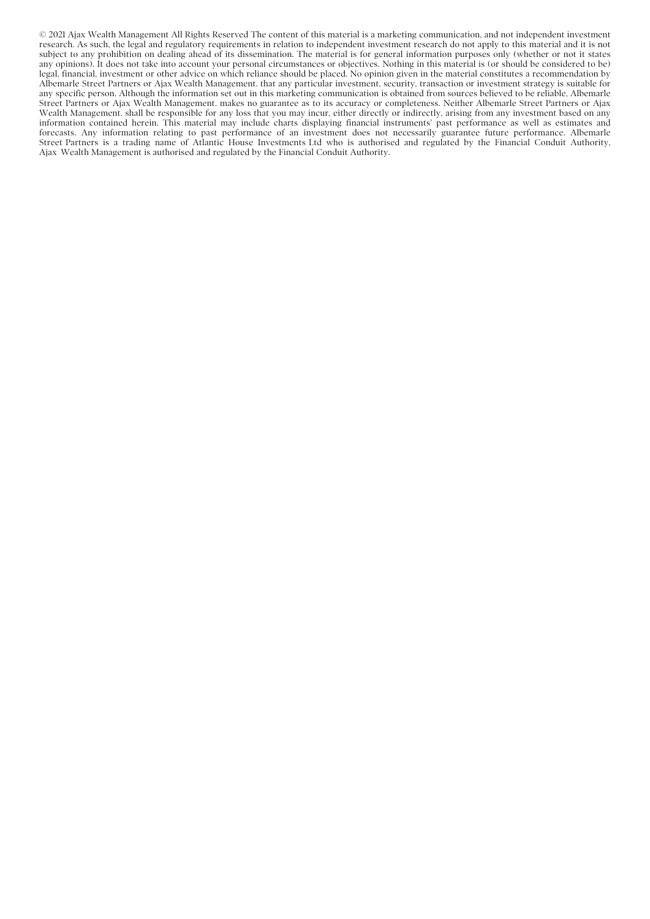© 2021 Ajax Wealth Management All Rights Reserved The content of this material is a marketing communication, and not independent investment research. As such, the legal and regulatory requirements in relation to independent investment research do not apply to this material and it is not subject to any prohibition on dealing ahead of its dissemination. The material is for general information purposes only (whether or not it states any opinions). It does not take into account your personal circumstances or objectives. Nothing in this material is (or should be considered to be) legal, financial, investment or other advice on which reliance should be placed. No opinion given in the material constitutes a recommendation by Albemarle Street Partners or Ajax Wealth Management. that any particular investment, security, transaction or investment strategy is suitable for any specific person. Although the information set out in this marketing communication is obtained from sources believed to be reliable, Albemarle Street Partners or Ajax Wealth Management. makes no guarantee as to its accuracy or completeness. Neither Albemarle Street Partners or Ajax Wealth Management. shall be responsible for any loss that you may incur, either directly or indirectly, arising from any investment based on any information contained herein. This material may include charts displaying financial instruments' past performance as well as estimates and forecasts. Any information relating to past performance of an investment does not necessarily guarantee future performance. Albemarle Street Partners is a trading name of Atlantic House Investments Ltd who is authorised and regulated by the Financial Conduit Authority, Ajax Wealth Management is authorised and regulated by the Financial Conduit Authority.